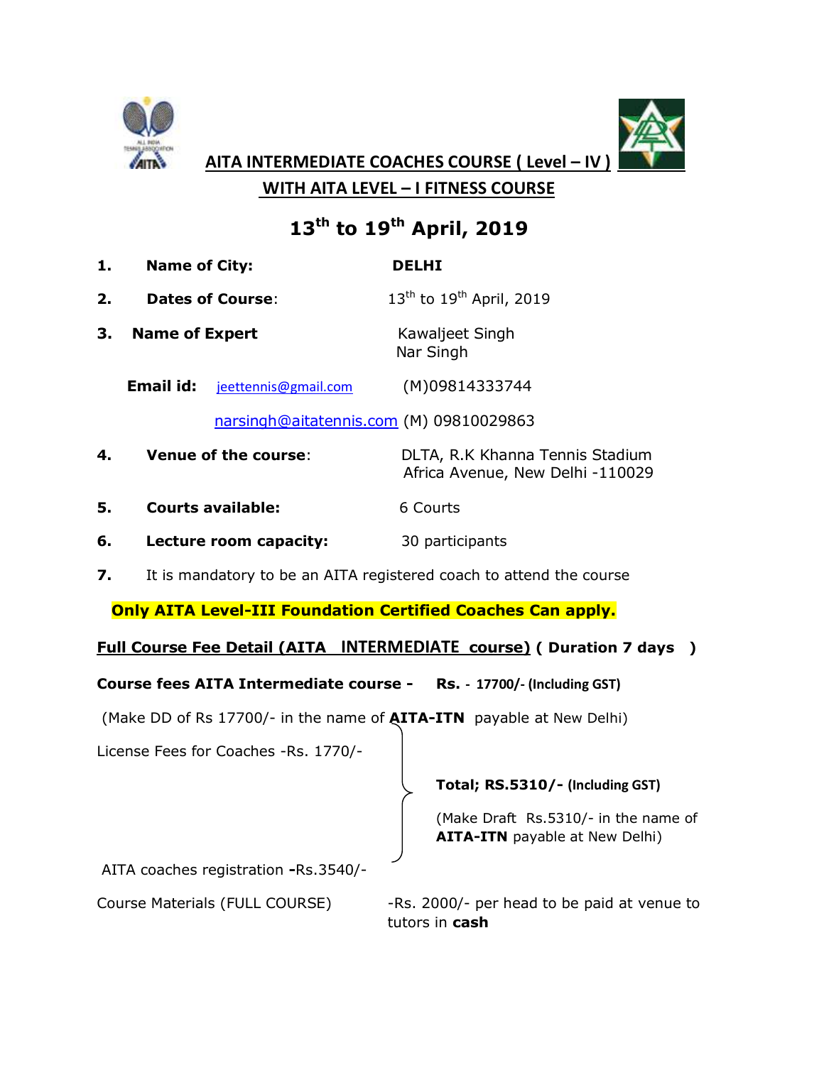# AITA INTERMEDIATE COACHES COURSE ( Level – IV )

## WITH AITA LEVEL – I FITNESS COURSE

## 13th to 19th April, 2019

1. **Name of City:** **DELHI**
2. **Dates of Course**: 13th to 19th April, 2019
3. **Name of Expert** Kawaljeet Singh
   Nar Singh

   **Email id:** jeettennis@gmail.com (M)09814333744

   narsingh@aitatennis.com (M) 09810029863
4. **Venue of the course**: DLTA, R.K Khanna Tennis Stadium
   Africa Avenue, New Delhi -110029
5. **Courts available:** 6 Courts
6. **Lecture room capacity:** 30 participants
7. It is mandatory to be an AITA registered coach to attend the course

**Only AITA Level-III Foundation Certified Coaches Can apply.**

**Full Course Fee Detail (AITA INTERMEDIATE course) ( Duration 7 days )**

**Course fees AITA Intermediate course - Rs. - 17700/- (Including GST)**

(Make DD of Rs 17700/- in the name of **AITA-ITN** payable at New Delhi)

License Fees for Coaches -Rs. 1770/-

AITA coaches registration **-**Rs.3540/-

**Total; RS.5310/- (Including GST)**

(Make Draft Rs.5310/- in the name of **AITA-ITN** payable at New Delhi)

Course Materials (FULL COURSE) -Rs. 2000/- per head to be paid at venue to tutors in **cash**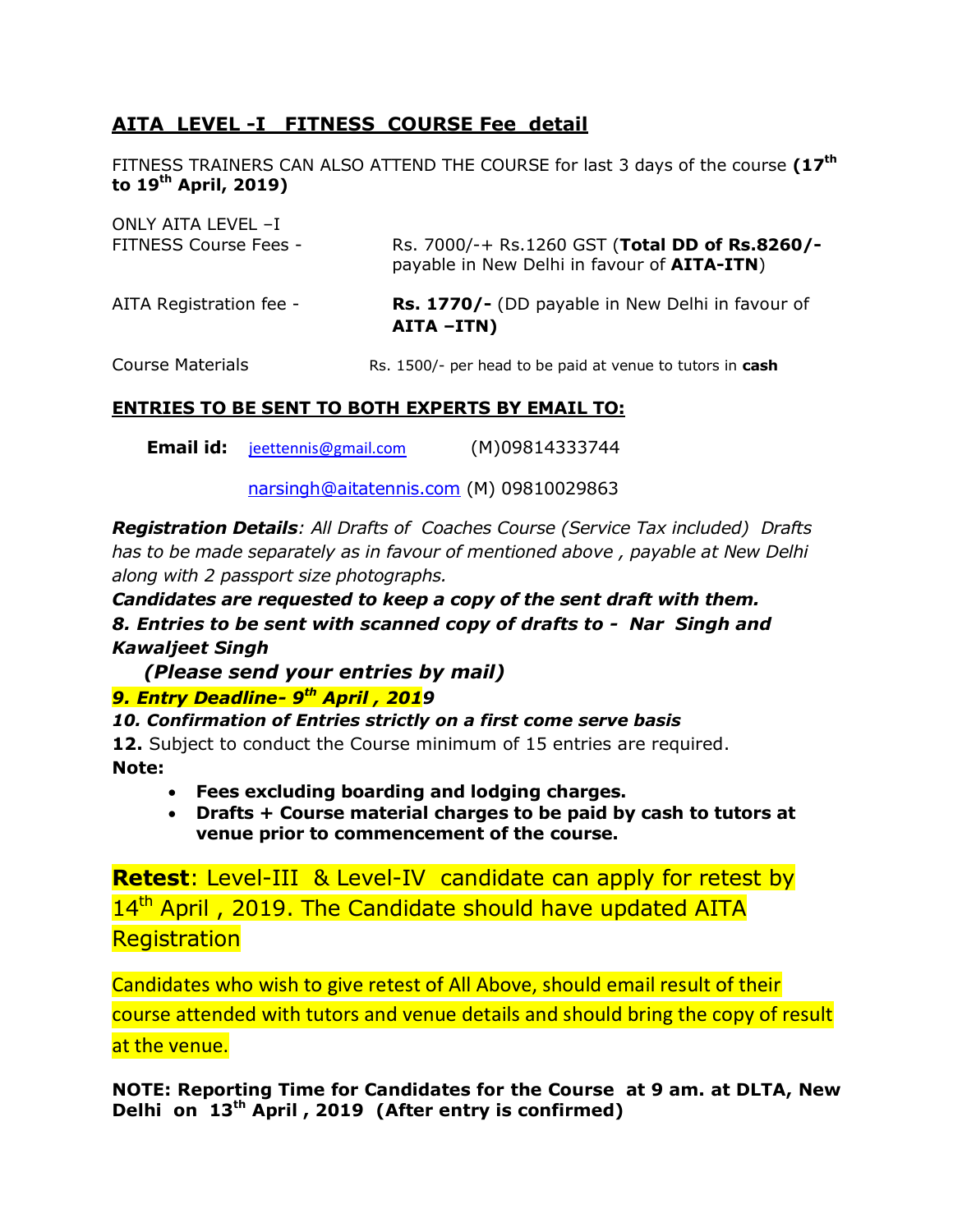## AITA LEVEL -I FITNESS COURSE Fee detail

FITNESS TRAINERS CAN ALSO ATTEND THE COURSE for last 3 days of the course **(17th to 19th April, 2019)**

| | |
|---|---|
| ONLY AITA LEVEL –I FITNESS Course Fees - | Rs. 7000/-+ Rs.1260 GST (**Total DD of Rs.8260/-** payable in New Delhi in favour of **AITA-ITN**) |
| AITA Registration fee - | **Rs. 1770/-** (DD payable in New Delhi in favour of **AITA –ITN)** |
| Course Materials | Rs. 1500/- per head to be paid at venue to tutors in **cash** |

**ENTRIES TO BE SENT TO BOTH EXPERTS BY EMAIL TO:**

**Email id:** jeettennis@gmail.com (M)09814333744

narsingh@aitatennis.com (M) 09810029863

***Registration Details**: All Drafts of Coaches Course (Service Tax included) Drafts has to be made separately as in favour of mentioned above , payable at New Delhi along with 2 passport size photographs.*

***Candidates are requested to keep a copy of the sent draft with them.***

***8. Entries to be sent with scanned copy of drafts to - Nar Singh and Kawaljeet Singh***

***(Please send your entries by mail)***

***9. Entry Deadline- 9th April , 2019***

***10. Confirmation of Entries strictly on a first come serve basis***

**12.** Subject to conduct the Course minimum of 15 entries are required.

**Note:**

- **Fees excluding boarding and lodging charges.**
- **Drafts + Course material charges to be paid by cash to tutors at venue prior to commencement of the course.**

**Retest**: Level-III & Level-IV candidate can apply for retest by 14th April , 2019. The Candidate should have updated AITA Registration

Candidates who wish to give retest of All Above, should email result of their course attended with tutors and venue details and should bring the copy of result at the venue.

**NOTE: Reporting Time for Candidates for the Course at 9 am. at DLTA, New Delhi on 13th April , 2019 (After entry is confirmed)**